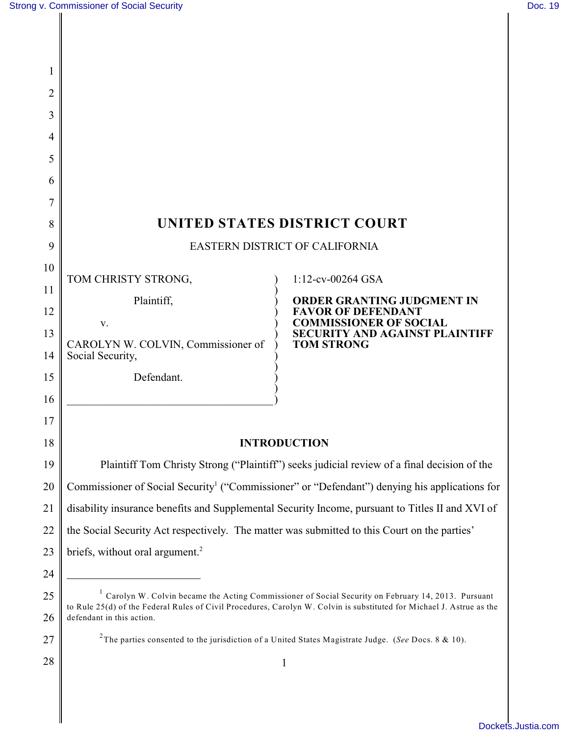# UNITED STATES DISTRICT COURT

EASTERN DISTRICT OF CALIFORNIA

| | |
|---|---|
| TOM CHRISTY STRONG,<br><br>Plaintiff,<br><br>v.<br><br>CAROLYN W. COLVIN, Commissioner of Social Security,<br><br>Defendant. | 1:12-cv-00264 GSA<br><br>**ORDER GRANTING JUDGMENT IN FAVOR OF DEFENDANT COMMISSIONER OF SOCIAL SECURITY AND AGAINST PLAINTIFF TOM STRONG** |

## INTRODUCTION

Plaintiff Tom Christy Strong ("Plaintiff") seeks judicial review of a final decision of the Commissioner of Social Security[1] ("Commissioner" or "Defendant") denying his applications for disability insurance benefits and Supplemental Security Income, pursuant to Titles II and XVI of the Social Security Act respectively. The matter was submitted to this Court on the parties' briefs, without oral argument.[2]

---

[1] Carolyn W. Colvin became the Acting Commissioner of Social Security on February 14, 2013. Pursuant to Rule 25(d) of the Federal Rules of Civil Procedures, Carolyn W. Colvin is substituted for Michael J. Astrue as the defendant in this action.

[2] The parties consented to the jurisdiction of a United States Magistrate Judge. (*See* Docs. 8 & 10).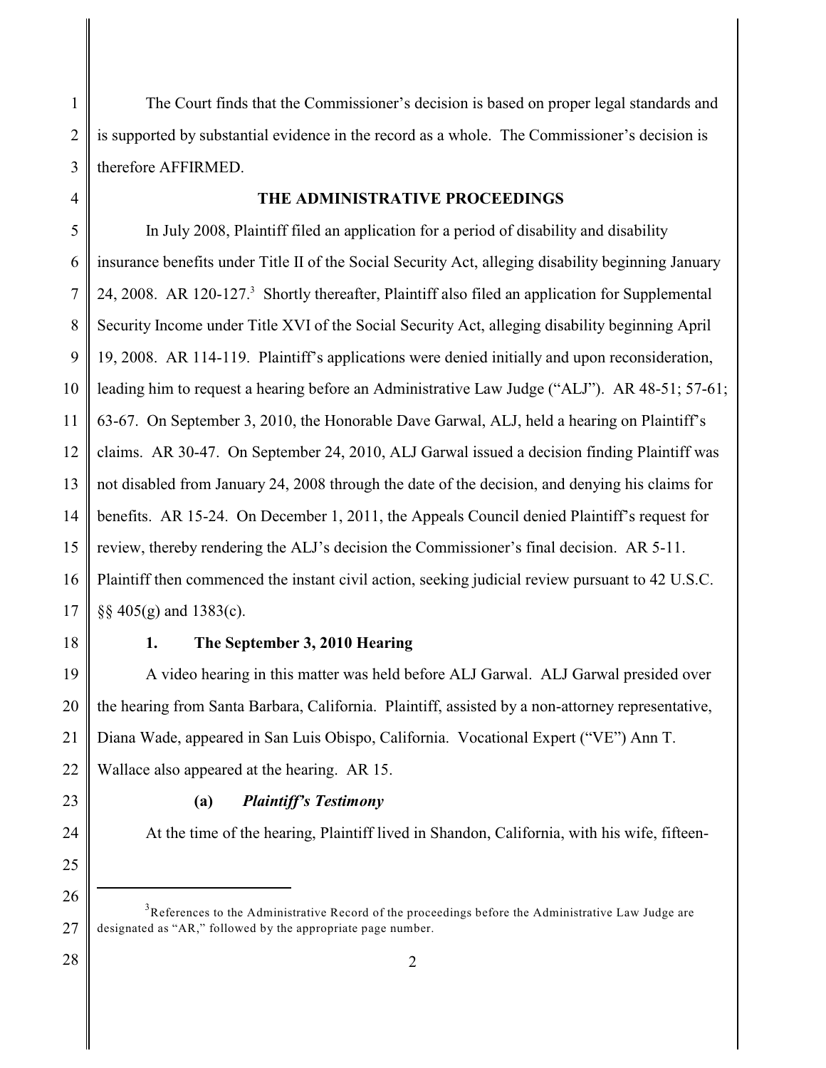The Court finds that the Commissioner's decision is based on proper legal standards and is supported by substantial evidence in the record as a whole. The Commissioner's decision is therefore AFFIRMED.

## THE ADMINISTRATIVE PROCEEDINGS

In July 2008, Plaintiff filed an application for a period of disability and disability insurance benefits under Title II of the Social Security Act, alleging disability beginning January 24, 2008. AR 120-127.[3] Shortly thereafter, Plaintiff also filed an application for Supplemental Security Income under Title XVI of the Social Security Act, alleging disability beginning April 19, 2008. AR 114-119. Plaintiff's applications were denied initially and upon reconsideration, leading him to request a hearing before an Administrative Law Judge ("ALJ"). AR 48-51; 57-61; 63-67. On September 3, 2010, the Honorable Dave Garwal, ALJ, held a hearing on Plaintiff's claims. AR 30-47. On September 24, 2010, ALJ Garwal issued a decision finding Plaintiff was not disabled from January 24, 2008 through the date of the decision, and denying his claims for benefits. AR 15-24. On December 1, 2011, the Appeals Council denied Plaintiff's request for review, thereby rendering the ALJ's decision the Commissioner's final decision. AR 5-11. Plaintiff then commenced the instant civil action, seeking judicial review pursuant to 42 U.S.C. §§ 405(g) and 1383(c).

### 1. The September 3, 2010 Hearing

A video hearing in this matter was held before ALJ Garwal. ALJ Garwal presided over the hearing from Santa Barbara, California. Plaintiff, assisted by a non-attorney representative, Diana Wade, appeared in San Luis Obispo, California. Vocational Expert ("VE") Ann T. Wallace also appeared at the hearing. AR 15.

#### (a) *Plaintiff's Testimony*

At the time of the hearing, Plaintiff lived in Shandon, California, with his wife, fifteen-

[3] References to the Administrative Record of the proceedings before the Administrative Law Judge are designated as "AR," followed by the appropriate page number.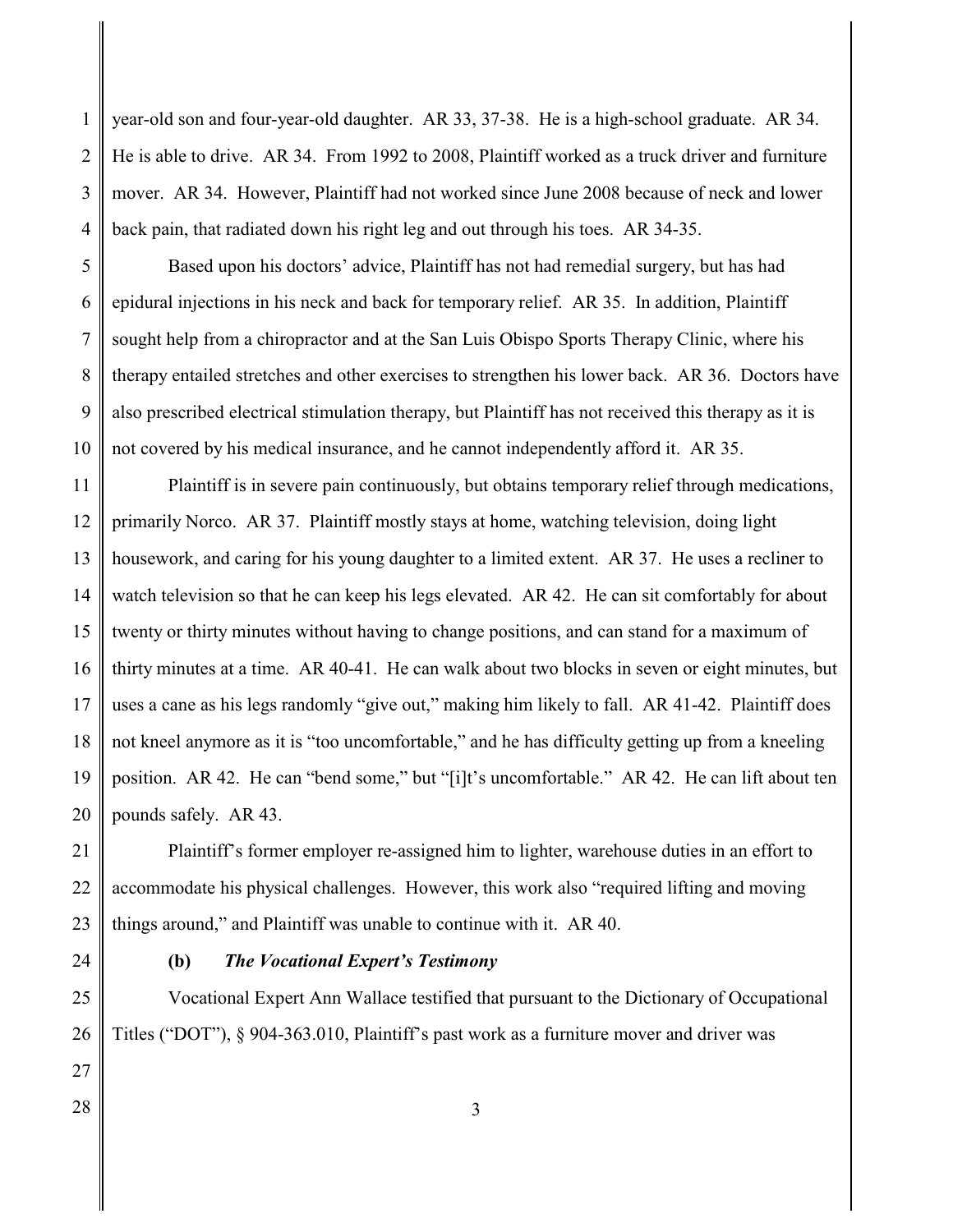year-old son and four-year-old daughter. AR 33, 37-38. He is a high-school graduate. AR 34. He is able to drive. AR 34. From 1992 to 2008, Plaintiff worked as a truck driver and furniture mover. AR 34. However, Plaintiff had not worked since June 2008 because of neck and lower back pain, that radiated down his right leg and out through his toes. AR 34-35.

Based upon his doctors' advice, Plaintiff has not had remedial surgery, but has had epidural injections in his neck and back for temporary relief. AR 35. In addition, Plaintiff sought help from a chiropractor and at the San Luis Obispo Sports Therapy Clinic, where his therapy entailed stretches and other exercises to strengthen his lower back. AR 36. Doctors have also prescribed electrical stimulation therapy, but Plaintiff has not received this therapy as it is not covered by his medical insurance, and he cannot independently afford it. AR 35.

Plaintiff is in severe pain continuously, but obtains temporary relief through medications, primarily Norco. AR 37. Plaintiff mostly stays at home, watching television, doing light housework, and caring for his young daughter to a limited extent. AR 37. He uses a recliner to watch television so that he can keep his legs elevated. AR 42. He can sit comfortably for about twenty or thirty minutes without having to change positions, and can stand for a maximum of thirty minutes at a time. AR 40-41. He can walk about two blocks in seven or eight minutes, but uses a cane as his legs randomly "give out," making him likely to fall. AR 41-42. Plaintiff does not kneel anymore as it is "too uncomfortable," and he has difficulty getting up from a kneeling position. AR 42. He can "bend some," but "[i]t's uncomfortable." AR 42. He can lift about ten pounds safely. AR 43.

Plaintiff's former employer re-assigned him to lighter, warehouse duties in an effort to accommodate his physical challenges. However, this work also "required lifting and moving things around," and Plaintiff was unable to continue with it. AR 40.

**(b)** ***The Vocational Expert's Testimony***

Vocational Expert Ann Wallace testified that pursuant to the Dictionary of Occupational Titles ("DOT"), § 904-363.010, Plaintiff's past work as a furniture mover and driver was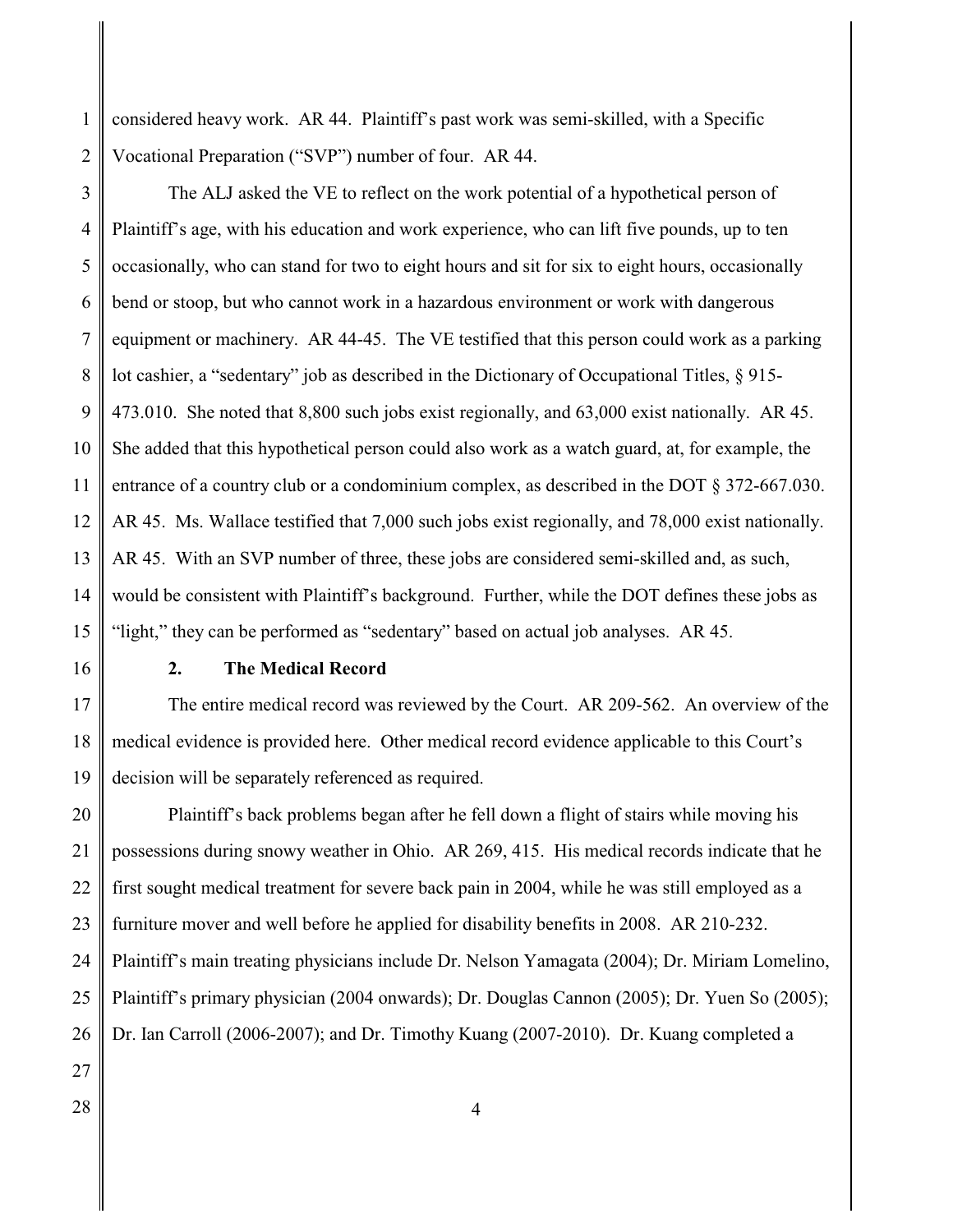considered heavy work. AR 44. Plaintiff's past work was semi-skilled, with a Specific Vocational Preparation ("SVP") number of four. AR 44.

The ALJ asked the VE to reflect on the work potential of a hypothetical person of Plaintiff's age, with his education and work experience, who can lift five pounds, up to ten occasionally, who can stand for two to eight hours and sit for six to eight hours, occasionally bend or stoop, but who cannot work in a hazardous environment or work with dangerous equipment or machinery. AR 44-45. The VE testified that this person could work as a parking lot cashier, a "sedentary" job as described in the Dictionary of Occupational Titles, § 915-473.010. She noted that 8,800 such jobs exist regionally, and 63,000 exist nationally. AR 45. She added that this hypothetical person could also work as a watch guard, at, for example, the entrance of a country club or a condominium complex, as described in the DOT § 372-667.030. AR 45. Ms. Wallace testified that 7,000 such jobs exist regionally, and 78,000 exist nationally. AR 45. With an SVP number of three, these jobs are considered semi-skilled and, as such, would be consistent with Plaintiff's background. Further, while the DOT defines these jobs as "light," they can be performed as "sedentary" based on actual job analyses. AR 45.

### 2. The Medical Record

The entire medical record was reviewed by the Court. AR 209-562. An overview of the medical evidence is provided here. Other medical record evidence applicable to this Court's decision will be separately referenced as required.

Plaintiff's back problems began after he fell down a flight of stairs while moving his possessions during snowy weather in Ohio. AR 269, 415. His medical records indicate that he first sought medical treatment for severe back pain in 2004, while he was still employed as a furniture mover and well before he applied for disability benefits in 2008. AR 210-232. Plaintiff's main treating physicians include Dr. Nelson Yamagata (2004); Dr. Miriam Lomelino, Plaintiff's primary physician (2004 onwards); Dr. Douglas Cannon (2005); Dr. Yuen So (2005); Dr. Ian Carroll (2006-2007); and Dr. Timothy Kuang (2007-2010). Dr. Kuang completed a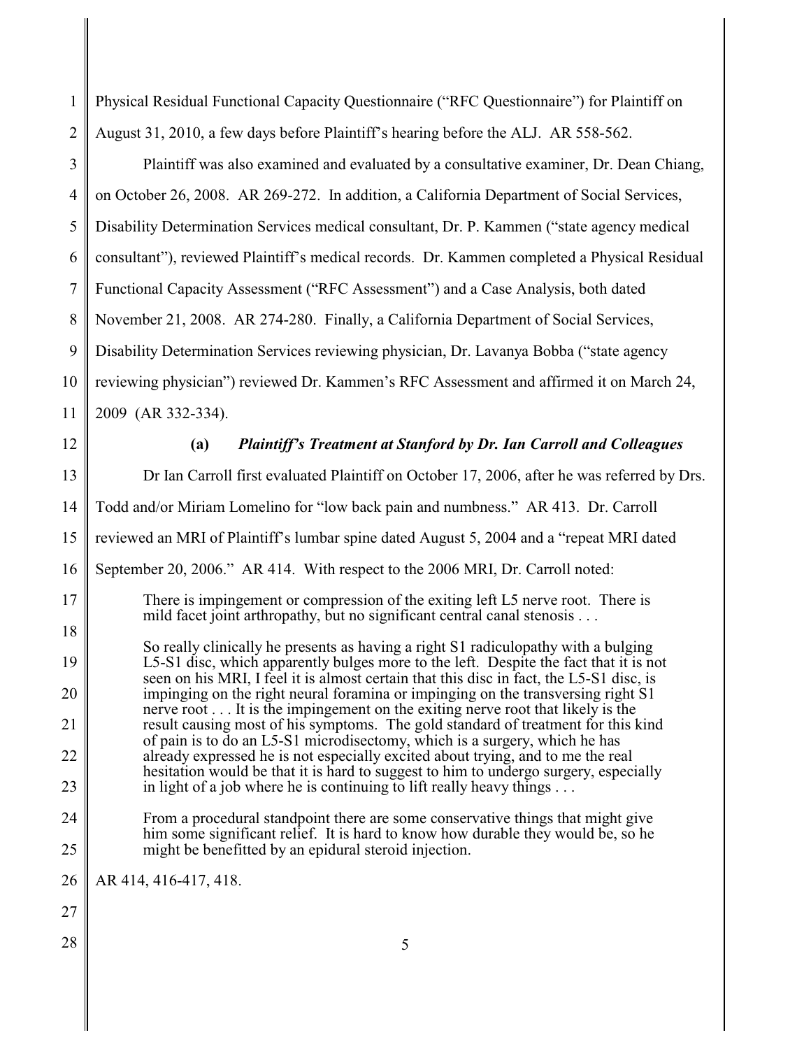Physical Residual Functional Capacity Questionnaire ("RFC Questionnaire") for Plaintiff on August 31, 2010, a few days before Plaintiff's hearing before the ALJ. AR 558-562.

Plaintiff was also examined and evaluated by a consultative examiner, Dr. Dean Chiang, on October 26, 2008. AR 269-272. In addition, a California Department of Social Services, Disability Determination Services medical consultant, Dr. P. Kammen ("state agency medical consultant"), reviewed Plaintiff's medical records. Dr. Kammen completed a Physical Residual Functional Capacity Assessment ("RFC Assessment") and a Case Analysis, both dated November 21, 2008. AR 274-280. Finally, a California Department of Social Services, Disability Determination Services reviewing physician, Dr. Lavanya Bobba ("state agency reviewing physician") reviewed Dr. Kammen's RFC Assessment and affirmed it on March 24, 2009 (AR 332-334).

**(a)** ***Plaintiff's Treatment at Stanford by Dr. Ian Carroll and Colleagues***

Dr Ian Carroll first evaluated Plaintiff on October 17, 2006, after he was referred by Drs. Todd and/or Miriam Lomelino for "low back pain and numbness." AR 413. Dr. Carroll reviewed an MRI of Plaintiff's lumbar spine dated August 5, 2004 and a "repeat MRI dated September 20, 2006." AR 414. With respect to the 2006 MRI, Dr. Carroll noted:

> There is impingement or compression of the exiting left L5 nerve root. There is mild facet joint arthropathy, but no significant central canal stenosis . . .
>
> So really clinically he presents as having a right S1 radiculopathy with a bulging L5-S1 disc, which apparently bulges more to the left. Despite the fact that it is not seen on his MRI, I feel it is almost certain that this disc in fact, the L5-S1 disc, is impinging on the right neural foramina or impinging on the transversing right S1 nerve root . . . It is the impingement on the exiting nerve root that likely is the result causing most of his symptoms. The gold standard of treatment for this kind of pain is to do an L5-S1 microdisectomy, which is a surgery, which he has already expressed he is not especially excited about trying, and to me the real hesitation would be that it is hard to suggest to him to undergo surgery, especially in light of a job where he is continuing to lift really heavy things . . .
>
> From a procedural standpoint there are some conservative things that might give him some significant relief. It is hard to know how durable they would be, so he might be benefitted by an epidural steroid injection.

AR 414, 416-417, 418.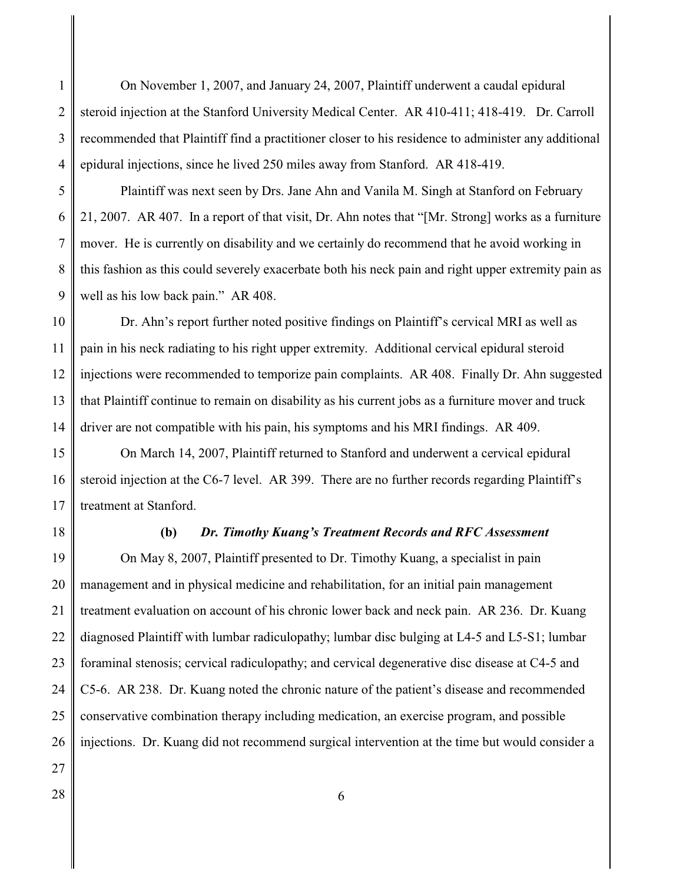On November 1, 2007, and January 24, 2007, Plaintiff underwent a caudal epidural steroid injection at the Stanford University Medical Center. AR 410-411; 418-419. Dr. Carroll recommended that Plaintiff find a practitioner closer to his residence to administer any additional epidural injections, since he lived 250 miles away from Stanford. AR 418-419.

Plaintiff was next seen by Drs. Jane Ahn and Vanila M. Singh at Stanford on February 21, 2007. AR 407. In a report of that visit, Dr. Ahn notes that "[Mr. Strong] works as a furniture mover. He is currently on disability and we certainly do recommend that he avoid working in this fashion as this could severely exacerbate both his neck pain and right upper extremity pain as well as his low back pain." AR 408.

Dr. Ahn's report further noted positive findings on Plaintiff's cervical MRI as well as pain in his neck radiating to his right upper extremity. Additional cervical epidural steroid injections were recommended to temporize pain complaints. AR 408. Finally Dr. Ahn suggested that Plaintiff continue to remain on disability as his current jobs as a furniture mover and truck driver are not compatible with his pain, his symptoms and his MRI findings. AR 409.

On March 14, 2007, Plaintiff returned to Stanford and underwent a cervical epidural steroid injection at the C6-7 level. AR 399. There are no further records regarding Plaintiff's treatment at Stanford.

**(b) *Dr. Timothy Kuang's Treatment Records and RFC Assessment***

On May 8, 2007, Plaintiff presented to Dr. Timothy Kuang, a specialist in pain management and in physical medicine and rehabilitation, for an initial pain management treatment evaluation on account of his chronic lower back and neck pain. AR 236. Dr. Kuang diagnosed Plaintiff with lumbar radiculopathy; lumbar disc bulging at L4-5 and L5-S1; lumbar foraminal stenosis; cervical radiculopathy; and cervical degenerative disc disease at C4-5 and C5-6. AR 238. Dr. Kuang noted the chronic nature of the patient's disease and recommended conservative combination therapy including medication, an exercise program, and possible injections. Dr. Kuang did not recommend surgical intervention at the time but would consider a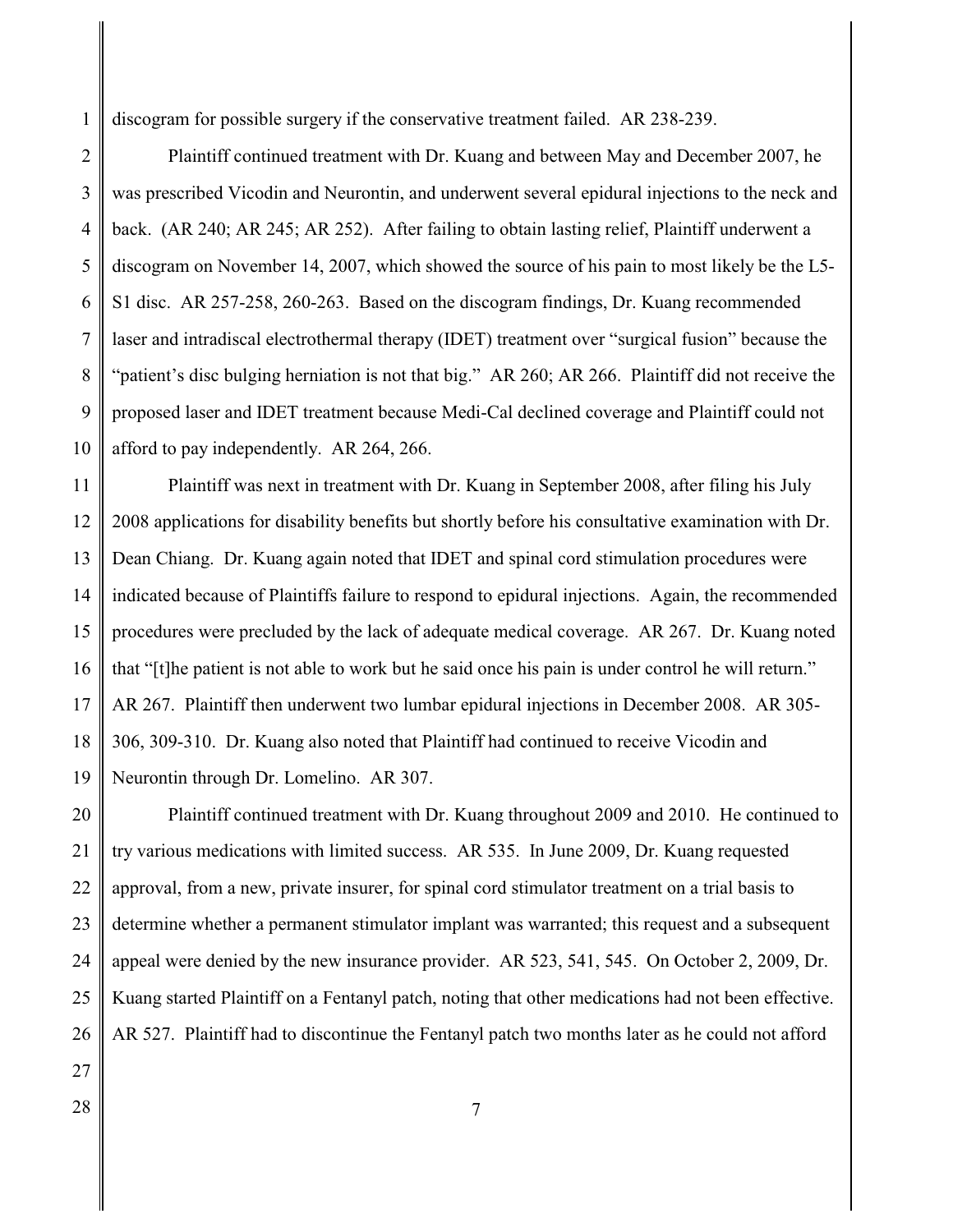discogram for possible surgery if the conservative treatment failed. AR 238-239.

Plaintiff continued treatment with Dr. Kuang and between May and December 2007, he was prescribed Vicodin and Neurontin, and underwent several epidural injections to the neck and back. (AR 240; AR 245; AR 252). After failing to obtain lasting relief, Plaintiff underwent a discogram on November 14, 2007, which showed the source of his pain to most likely be the L5-S1 disc. AR 257-258, 260-263. Based on the discogram findings, Dr. Kuang recommended laser and intradiscal electrothermal therapy (IDET) treatment over "surgical fusion" because the "patient's disc bulging herniation is not that big." AR 260; AR 266. Plaintiff did not receive the proposed laser and IDET treatment because Medi-Cal declined coverage and Plaintiff could not afford to pay independently. AR 264, 266.

Plaintiff was next in treatment with Dr. Kuang in September 2008, after filing his July 2008 applications for disability benefits but shortly before his consultative examination with Dr. Dean Chiang. Dr. Kuang again noted that IDET and spinal cord stimulation procedures were indicated because of Plaintiffs failure to respond to epidural injections. Again, the recommended procedures were precluded by the lack of adequate medical coverage. AR 267. Dr. Kuang noted that "[t]he patient is not able to work but he said once his pain is under control he will return." AR 267. Plaintiff then underwent two lumbar epidural injections in December 2008. AR 305-306, 309-310. Dr. Kuang also noted that Plaintiff had continued to receive Vicodin and Neurontin through Dr. Lomelino. AR 307.

Plaintiff continued treatment with Dr. Kuang throughout 2009 and 2010. He continued to try various medications with limited success. AR 535. In June 2009, Dr. Kuang requested approval, from a new, private insurer, for spinal cord stimulator treatment on a trial basis to determine whether a permanent stimulator implant was warranted; this request and a subsequent appeal were denied by the new insurance provider. AR 523, 541, 545. On October 2, 2009, Dr. Kuang started Plaintiff on a Fentanyl patch, noting that other medications had not been effective. AR 527. Plaintiff had to discontinue the Fentanyl patch two months later as he could not afford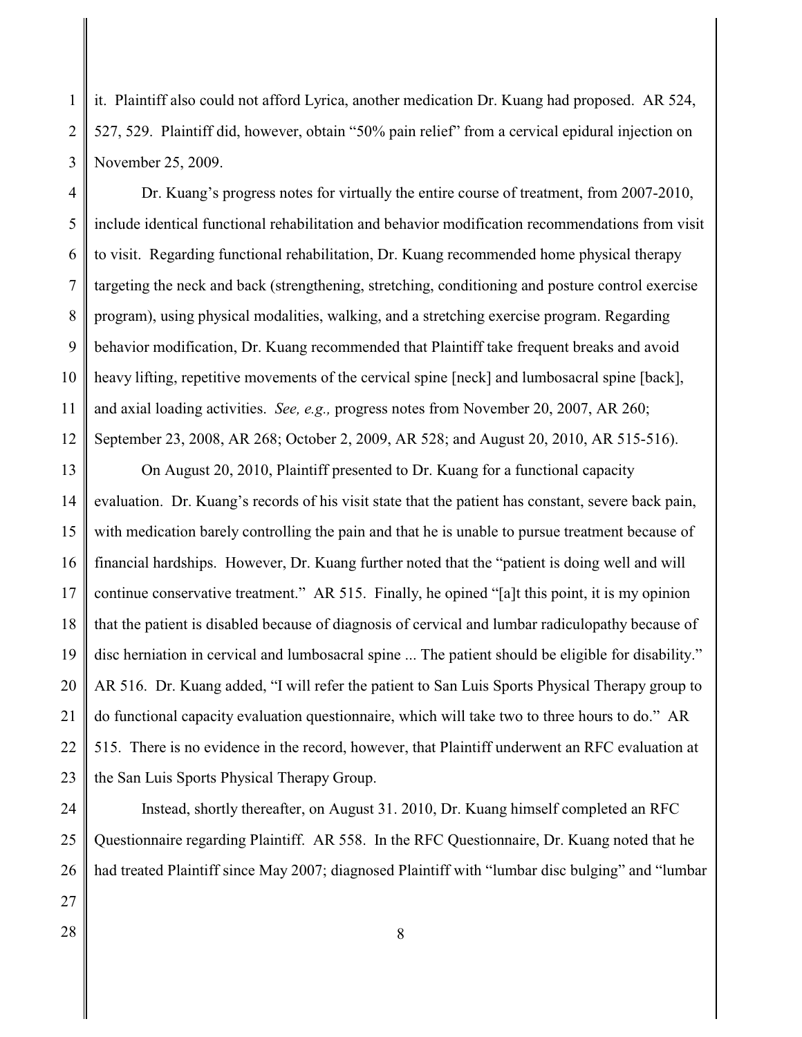it. Plaintiff also could not afford Lyrica, another medication Dr. Kuang had proposed. AR 524, 527, 529. Plaintiff did, however, obtain "50% pain relief" from a cervical epidural injection on November 25, 2009.

Dr. Kuang's progress notes for virtually the entire course of treatment, from 2007-2010, include identical functional rehabilitation and behavior modification recommendations from visit to visit. Regarding functional rehabilitation, Dr. Kuang recommended home physical therapy targeting the neck and back (strengthening, stretching, conditioning and posture control exercise program), using physical modalities, walking, and a stretching exercise program. Regarding behavior modification, Dr. Kuang recommended that Plaintiff take frequent breaks and avoid heavy lifting, repetitive movements of the cervical spine [neck] and lumbosacral spine [back], and axial loading activities. *See, e.g.,* progress notes from November 20, 2007, AR 260; September 23, 2008, AR 268; October 2, 2009, AR 528; and August 20, 2010, AR 515-516).

On August 20, 2010, Plaintiff presented to Dr. Kuang for a functional capacity evaluation. Dr. Kuang's records of his visit state that the patient has constant, severe back pain, with medication barely controlling the pain and that he is unable to pursue treatment because of financial hardships. However, Dr. Kuang further noted that the "patient is doing well and will continue conservative treatment." AR 515. Finally, he opined "[a]t this point, it is my opinion that the patient is disabled because of diagnosis of cervical and lumbar radiculopathy because of disc herniation in cervical and lumbosacral spine ... The patient should be eligible for disability." AR 516. Dr. Kuang added, "I will refer the patient to San Luis Sports Physical Therapy group to do functional capacity evaluation questionnaire, which will take two to three hours to do." AR 515. There is no evidence in the record, however, that Plaintiff underwent an RFC evaluation at the San Luis Sports Physical Therapy Group.

Instead, shortly thereafter, on August 31. 2010, Dr. Kuang himself completed an RFC Questionnaire regarding Plaintiff. AR 558. In the RFC Questionnaire, Dr. Kuang noted that he had treated Plaintiff since May 2007; diagnosed Plaintiff with "lumbar disc bulging" and "lumbar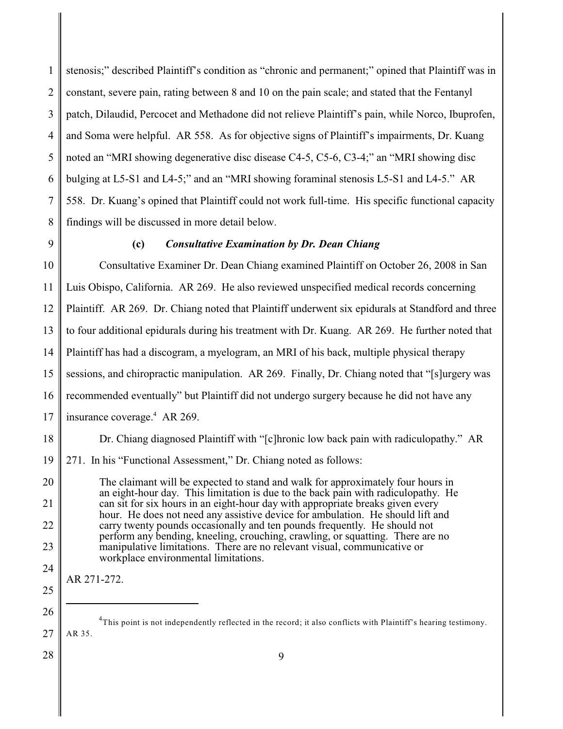stenosis;" described Plaintiff's condition as "chronic and permanent;" opined that Plaintiff was in constant, severe pain, rating between 8 and 10 on the pain scale; and stated that the Fentanyl patch, Dilaudid, Percocet and Methadone did not relieve Plaintiff's pain, while Norco, Ibuprofen, and Soma were helpful. AR 558. As for objective signs of Plaintiff's impairments, Dr. Kuang noted an "MRI showing degenerative disc disease C4-5, C5-6, C3-4;" an "MRI showing disc bulging at L5-S1 and L4-5;" and an "MRI showing foraminal stenosis L5-S1 and L4-5." AR 558. Dr. Kuang's opined that Plaintiff could not work full-time. His specific functional capacity findings will be discussed in more detail below.

**(c)** ***Consultative Examination by Dr. Dean Chiang***

Consultative Examiner Dr. Dean Chiang examined Plaintiff on October 26, 2008 in San Luis Obispo, California. AR 269. He also reviewed unspecified medical records concerning Plaintiff. AR 269. Dr. Chiang noted that Plaintiff underwent six epidurals at Standford and three to four additional epidurals during his treatment with Dr. Kuang. AR 269. He further noted that Plaintiff has had a discogram, a myelogram, an MRI of his back, multiple physical therapy sessions, and chiropractic manipulation. AR 269. Finally, Dr. Chiang noted that "[s]urgery was recommended eventually" but Plaintiff did not undergo surgery because he did not have any insurance coverage.[4] AR 269.

Dr. Chiang diagnosed Plaintiff with "[c]hronic low back pain with radiculopathy." AR 271. In his "Functional Assessment," Dr. Chiang noted as follows:

> The claimant will be expected to stand and walk for approximately four hours in an eight-hour day. This limitation is due to the back pain with radiculopathy. He can sit for six hours in an eight-hour day with appropriate breaks given every hour. He does not need any assistive device for ambulation. He should lift and carry twenty pounds occasionally and ten pounds frequently. He should not perform any bending, kneeling, crouching, crawling, or squatting. There are no manipulative limitations. There are no relevant visual, communicative or workplace environmental limitations.

AR 271-272.

---

[4]This point is not independently reflected in the record; it also conflicts with Plaintiff's hearing testimony. AR 35.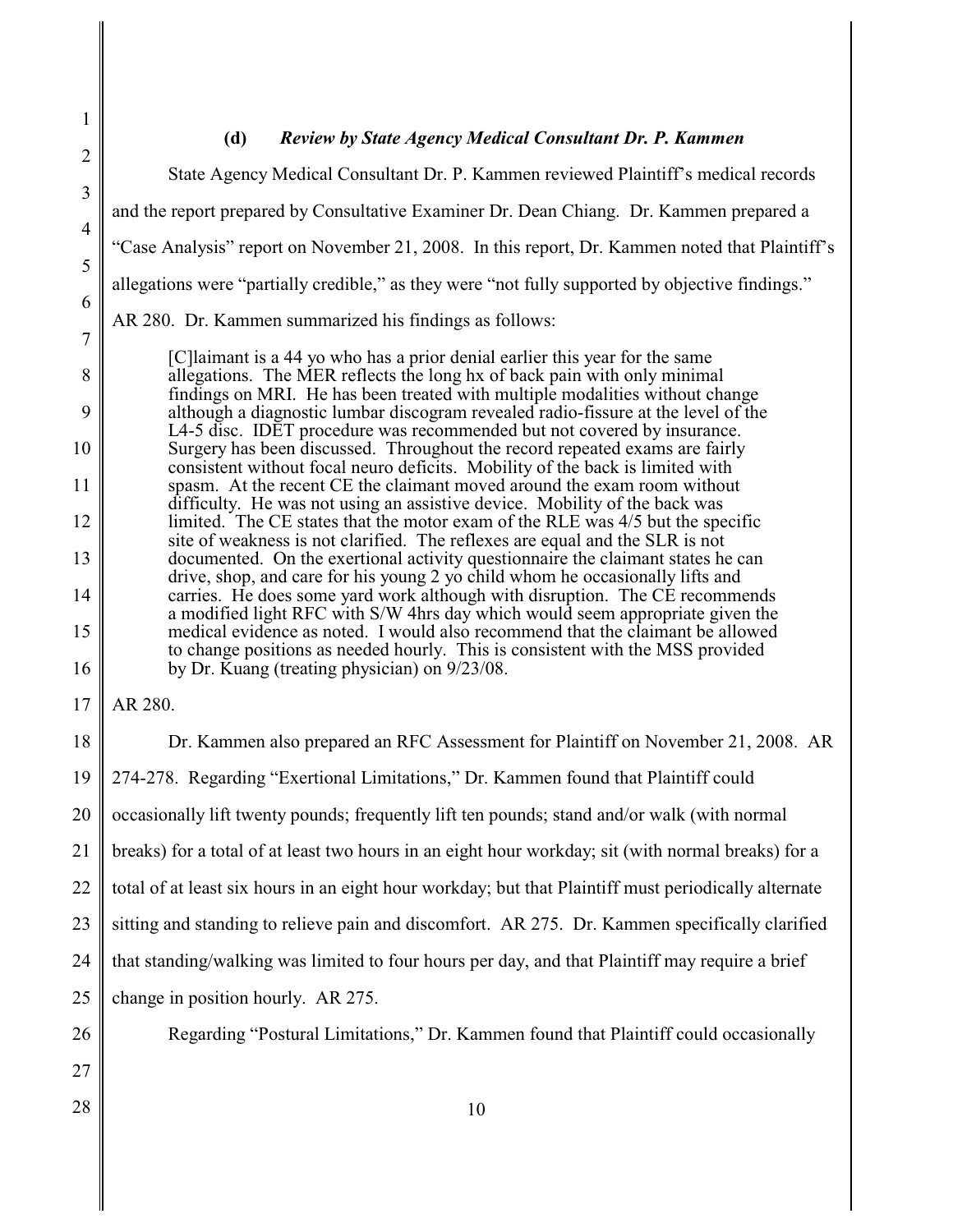### (d) *Review by State Agency Medical Consultant Dr. P. Kammen*

State Agency Medical Consultant Dr. P. Kammen reviewed Plaintiff's medical records and the report prepared by Consultative Examiner Dr. Dean Chiang. Dr. Kammen prepared a "Case Analysis" report on November 21, 2008. In this report, Dr. Kammen noted that Plaintiff's allegations were "partially credible," as they were "not fully supported by objective findings." AR 280. Dr. Kammen summarized his findings as follows:

> [C]laimant is a 44 yo who has a prior denial earlier this year for the same allegations. The MER reflects the long hx of back pain with only minimal findings on MRI. He has been treated with multiple modalities without change although a diagnostic lumbar discogram revealed radio-fissure at the level of the L4-5 disc. IDET procedure was recommended but not covered by insurance. Surgery has been discussed. Throughout the record repeated exams are fairly consistent without focal neuro deficits. Mobility of the back is limited with spasm. At the recent CE the claimant moved around the exam room without difficulty. He was not using an assistive device. Mobility of the back was limited. The CE states that the motor exam of the RLE was 4/5 but the specific site of weakness is not clarified. The reflexes are equal and the SLR is not documented. On the exertional activity questionnaire the claimant states he can drive, shop, and care for his young 2 yo child whom he occasionally lifts and carries. He does some yard work although with disruption. The CE recommends a modified light RFC with S/W 4hrs day which would seem appropriate given the medical evidence as noted. I would also recommend that the claimant be allowed to change positions as needed hourly. This is consistent with the MSS provided by Dr. Kuang (treating physician) on 9/23/08.

AR 280.

Dr. Kammen also prepared an RFC Assessment for Plaintiff on November 21, 2008. AR 274-278. Regarding "Exertional Limitations," Dr. Kammen found that Plaintiff could occasionally lift twenty pounds; frequently lift ten pounds; stand and/or walk (with normal breaks) for a total of at least two hours in an eight hour workday; sit (with normal breaks) for a total of at least six hours in an eight hour workday; but that Plaintiff must periodically alternate sitting and standing to relieve pain and discomfort. AR 275. Dr. Kammen specifically clarified that standing/walking was limited to four hours per day, and that Plaintiff may require a brief change in position hourly. AR 275.

Regarding "Postural Limitations," Dr. Kammen found that Plaintiff could occasionally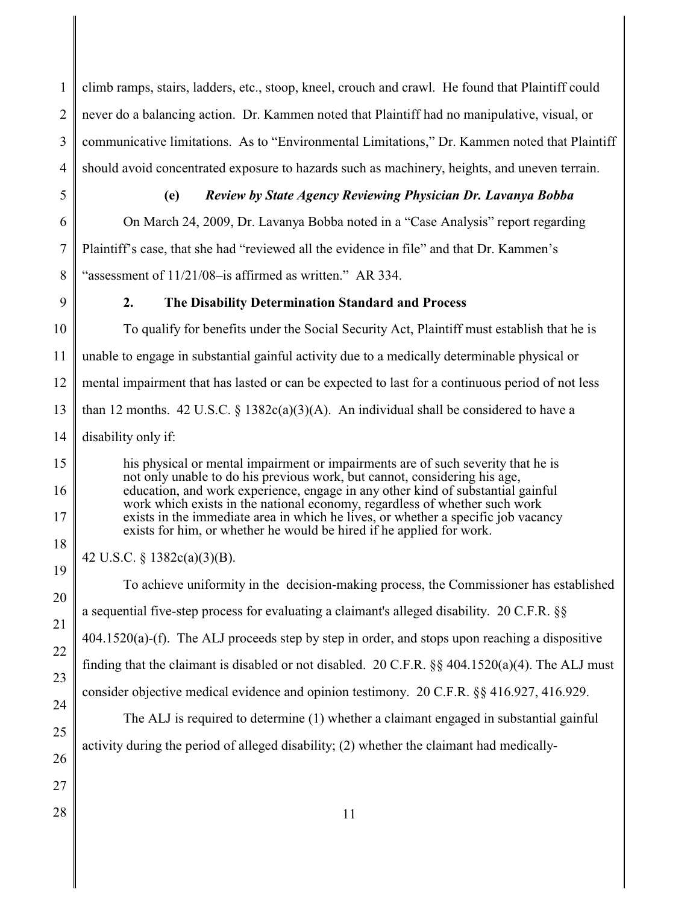climb ramps, stairs, ladders, etc., stoop, kneel, crouch and crawl. He found that Plaintiff could never do a balancing action. Dr. Kammen noted that Plaintiff had no manipulative, visual, or communicative limitations. As to "Environmental Limitations," Dr. Kammen noted that Plaintiff should avoid concentrated exposure to hazards such as machinery, heights, and uneven terrain.

**(e) *Review by State Agency Reviewing Physician Dr. Lavanya Bobba***

On March 24, 2009, Dr. Lavanya Bobba noted in a "Case Analysis" report regarding Plaintiff's case, that she had "reviewed all the evidence in file" and that Dr. Kammen's "assessment of 11/21/08–is affirmed as written." AR 334.

**2. The Disability Determination Standard and Process**

To qualify for benefits under the Social Security Act, Plaintiff must establish that he is unable to engage in substantial gainful activity due to a medically determinable physical or mental impairment that has lasted or can be expected to last for a continuous period of not less than 12 months. 42 U.S.C. § 1382c(a)(3)(A). An individual shall be considered to have a disability only if:

> his physical or mental impairment or impairments are of such severity that he is not only unable to do his previous work, but cannot, considering his age, education, and work experience, engage in any other kind of substantial gainful work which exists in the national economy, regardless of whether such work exists in the immediate area in which he lives, or whether a specific job vacancy exists for him, or whether he would be hired if he applied for work.

42 U.S.C. § 1382c(a)(3)(B).

To achieve uniformity in the decision-making process, the Commissioner has established a sequential five-step process for evaluating a claimant's alleged disability. 20 C.F.R. §§ 404.1520(a)-(f). The ALJ proceeds step by step in order, and stops upon reaching a dispositive finding that the claimant is disabled or not disabled. 20 C.F.R. §§ 404.1520(a)(4). The ALJ must consider objective medical evidence and opinion testimony. 20 C.F.R. §§ 416.927, 416.929.

The ALJ is required to determine (1) whether a claimant engaged in substantial gainful activity during the period of alleged disability; (2) whether the claimant had medically-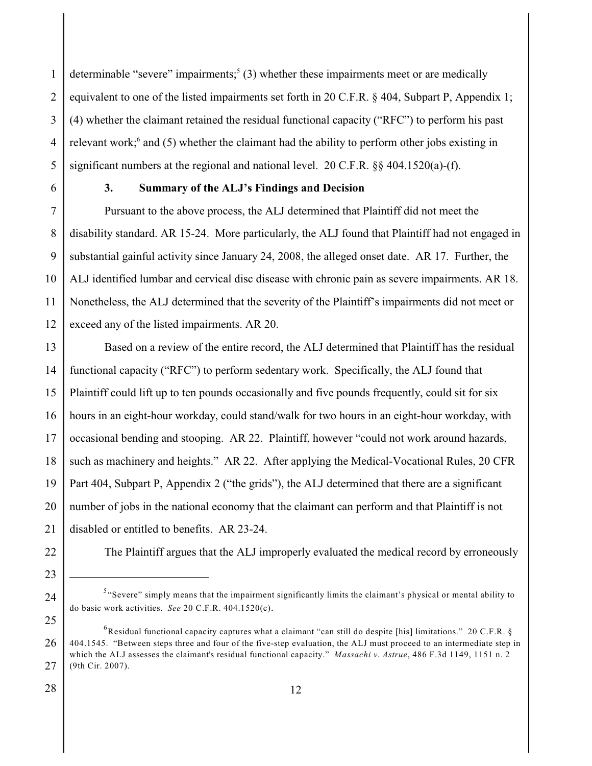determinable "severe" impairments;[5] (3) whether these impairments meet or are medically equivalent to one of the listed impairments set forth in 20 C.F.R. § 404, Subpart P, Appendix 1; (4) whether the claimant retained the residual functional capacity ("RFC") to perform his past relevant work;[6] and (5) whether the claimant had the ability to perform other jobs existing in significant numbers at the regional and national level. 20 C.F.R. §§ 404.1520(a)-(f).

### 3. Summary of the ALJ's Findings and Decision

Pursuant to the above process, the ALJ determined that Plaintiff did not meet the disability standard. AR 15-24. More particularly, the ALJ found that Plaintiff had not engaged in substantial gainful activity since January 24, 2008, the alleged onset date. AR 17. Further, the ALJ identified lumbar and cervical disc disease with chronic pain as severe impairments. AR 18. Nonetheless, the ALJ determined that the severity of the Plaintiff's impairments did not meet or exceed any of the listed impairments. AR 20.

Based on a review of the entire record, the ALJ determined that Plaintiff has the residual functional capacity ("RFC") to perform sedentary work. Specifically, the ALJ found that Plaintiff could lift up to ten pounds occasionally and five pounds frequently, could sit for six hours in an eight-hour workday, could stand/walk for two hours in an eight-hour workday, with occasional bending and stooping. AR 22. Plaintiff, however "could not work around hazards, such as machinery and heights." AR 22. After applying the Medical-Vocational Rules, 20 CFR Part 404, Subpart P, Appendix 2 ("the grids"), the ALJ determined that there are a significant number of jobs in the national economy that the claimant can perform and that Plaintiff is not disabled or entitled to benefits. AR 23-24.

The Plaintiff argues that the ALJ improperly evaluated the medical record by erroneously

---

[5] "Severe" simply means that the impairment significantly limits the claimant's physical or mental ability to do basic work activities. *See* 20 C.F.R. 404.1520(c).

[6] Residual functional capacity captures what a claimant "can still do despite [his] limitations." 20 C.F.R. § 404.1545. "Between steps three and four of the five-step evaluation, the ALJ must proceed to an intermediate step in which the ALJ assesses the claimant's residual functional capacity." *Massachi v. Astrue*, 486 F.3d 1149, 1151 n. 2 (9th Cir. 2007).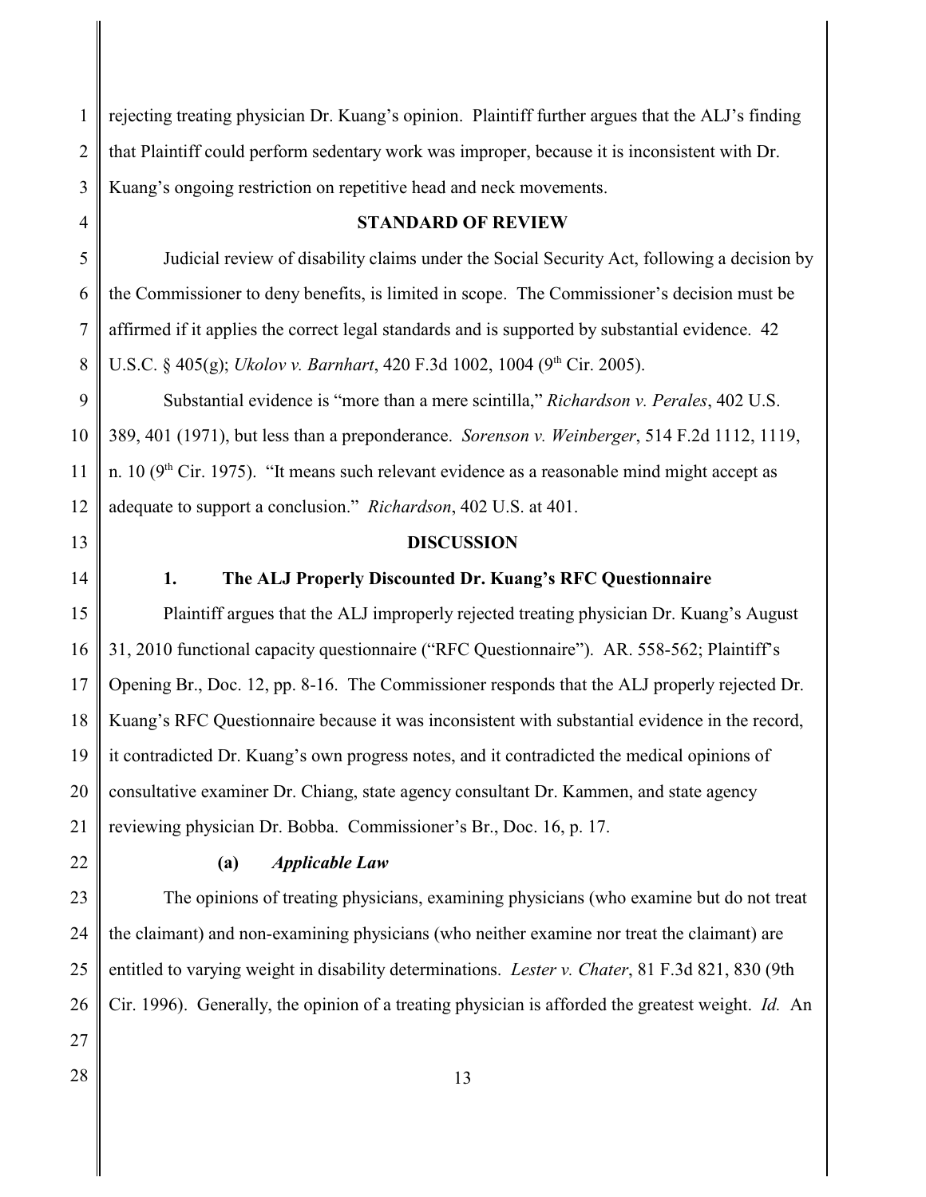rejecting treating physician Dr. Kuang's opinion. Plaintiff further argues that the ALJ's finding that Plaintiff could perform sedentary work was improper, because it is inconsistent with Dr. Kuang's ongoing restriction on repetitive head and neck movements.

## STANDARD OF REVIEW

Judicial review of disability claims under the Social Security Act, following a decision by the Commissioner to deny benefits, is limited in scope. The Commissioner's decision must be affirmed if it applies the correct legal standards and is supported by substantial evidence. 42 U.S.C. § 405(g); *Ukolov v. Barnhart*, 420 F.3d 1002, 1004 (9th Cir. 2005).

Substantial evidence is "more than a mere scintilla," *Richardson v. Perales*, 402 U.S. 389, 401 (1971), but less than a preponderance. *Sorenson v. Weinberger*, 514 F.2d 1112, 1119, n. 10 (9th Cir. 1975). "It means such relevant evidence as a reasonable mind might accept as adequate to support a conclusion." *Richardson*, 402 U.S. at 401.

## DISCUSSION

### 1. The ALJ Properly Discounted Dr. Kuang's RFC Questionnaire

Plaintiff argues that the ALJ improperly rejected treating physician Dr. Kuang's August 31, 2010 functional capacity questionnaire ("RFC Questionnaire"). AR. 558-562; Plaintiff's Opening Br., Doc. 12, pp. 8-16. The Commissioner responds that the ALJ properly rejected Dr. Kuang's RFC Questionnaire because it was inconsistent with substantial evidence in the record, it contradicted Dr. Kuang's own progress notes, and it contradicted the medical opinions of consultative examiner Dr. Chiang, state agency consultant Dr. Kammen, and state agency reviewing physician Dr. Bobba. Commissioner's Br., Doc. 16, p. 17.

#### (a) *Applicable Law*

The opinions of treating physicians, examining physicians (who examine but do not treat the claimant) and non-examining physicians (who neither examine nor treat the claimant) are entitled to varying weight in disability determinations. *Lester v. Chater*, 81 F.3d 821, 830 (9th Cir. 1996). Generally, the opinion of a treating physician is afforded the greatest weight. *Id.* An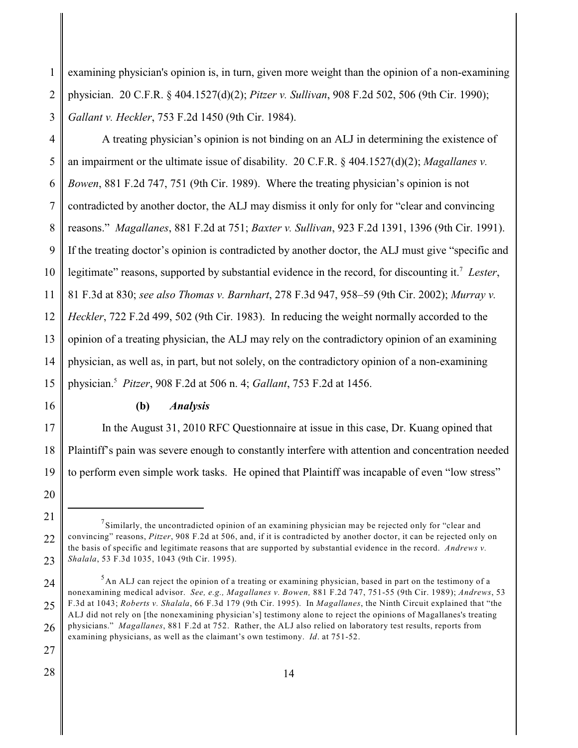examining physician's opinion is, in turn, given more weight than the opinion of a non-examining physician. 20 C.F.R. § 404.1527(d)(2); *Pitzer v. Sullivan*, 908 F.2d 502, 506 (9th Cir. 1990); *Gallant v. Heckler*, 753 F.2d 1450 (9th Cir. 1984).

A treating physician's opinion is not binding on an ALJ in determining the existence of an impairment or the ultimate issue of disability. 20 C.F.R. § 404.1527(d)(2); *Magallanes v. Bowen*, 881 F.2d 747, 751 (9th Cir. 1989). Where the treating physician's opinion is not contradicted by another doctor, the ALJ may dismiss it only for only for "clear and convincing reasons." *Magallanes*, 881 F.2d at 751; *Baxter v. Sullivan*, 923 F.2d 1391, 1396 (9th Cir. 1991). If the treating doctor's opinion is contradicted by another doctor, the ALJ must give "specific and legitimate" reasons, supported by substantial evidence in the record, for discounting it.[7] *Lester*, 81 F.3d at 830; *see also Thomas v. Barnhart*, 278 F.3d 947, 958–59 (9th Cir. 2002); *Murray v. Heckler*, 722 F.2d 499, 502 (9th Cir. 1983). In reducing the weight normally accorded to the opinion of a treating physician, the ALJ may rely on the contradictory opinion of an examining physician, as well as, in part, but not solely, on the contradictory opinion of a non-examining physician.[5] *Pitzer*, 908 F.2d at 506 n. 4; *Gallant*, 753 F.2d at 1456.

**(b)** ***Analysis***

In the August 31, 2010 RFC Questionnaire at issue in this case, Dr. Kuang opined that Plaintiff's pain was severe enough to constantly interfere with attention and concentration needed to perform even simple work tasks. He opined that Plaintiff was incapable of even "low stress"

---

[7] Similarly, the uncontradicted opinion of an examining physician may be rejected only for "clear and convincing" reasons, *Pitzer*, 908 F.2d at 506, and, if it is contradicted by another doctor, it can be rejected only on the basis of specific and legitimate reasons that are supported by substantial evidence in the record. *Andrews v. Shalala*, 53 F.3d 1035, 1043 (9th Cir. 1995).

[5] An ALJ can reject the opinion of a treating or examining physician, based in part on the testimony of a nonexamining medical advisor. *See, e.g., Magallanes v. Bowen,* 881 F.2d 747, 751-55 (9th Cir. 1989); *Andrews*, 53 F.3d at 1043; *Roberts v. Shalala*, 66 F.3d 179 (9th Cir. 1995). In *Magallanes*, the Ninth Circuit explained that "the ALJ did not rely on [the nonexamining physician's] testimony alone to reject the opinions of Magallanes's treating physicians." *Magallanes*, 881 F.2d at 752. Rather, the ALJ also relied on laboratory test results, reports from examining physicians, as well as the claimant's own testimony. *Id*. at 751-52.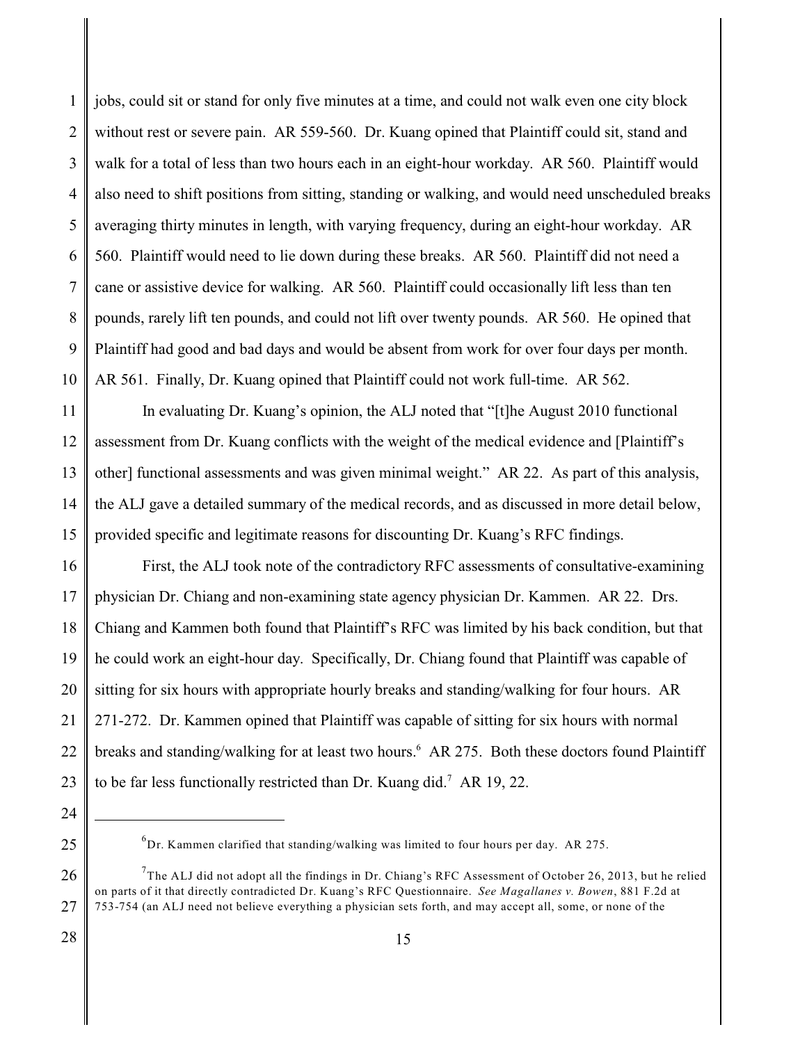jobs, could sit or stand for only five minutes at a time, and could not walk even one city block without rest or severe pain. AR 559-560. Dr. Kuang opined that Plaintiff could sit, stand and walk for a total of less than two hours each in an eight-hour workday. AR 560. Plaintiff would also need to shift positions from sitting, standing or walking, and would need unscheduled breaks averaging thirty minutes in length, with varying frequency, during an eight-hour workday. AR 560. Plaintiff would need to lie down during these breaks. AR 560. Plaintiff did not need a cane or assistive device for walking. AR 560. Plaintiff could occasionally lift less than ten pounds, rarely lift ten pounds, and could not lift over twenty pounds. AR 560. He opined that Plaintiff had good and bad days and would be absent from work for over four days per month. AR 561. Finally, Dr. Kuang opined that Plaintiff could not work full-time. AR 562.

In evaluating Dr. Kuang's opinion, the ALJ noted that "[t]he August 2010 functional assessment from Dr. Kuang conflicts with the weight of the medical evidence and [Plaintiff's other] functional assessments and was given minimal weight." AR 22. As part of this analysis, the ALJ gave a detailed summary of the medical records, and as discussed in more detail below, provided specific and legitimate reasons for discounting Dr. Kuang's RFC findings.

First, the ALJ took note of the contradictory RFC assessments of consultative-examining physician Dr. Chiang and non-examining state agency physician Dr. Kammen. AR 22. Drs. Chiang and Kammen both found that Plaintiff's RFC was limited by his back condition, but that he could work an eight-hour day. Specifically, Dr. Chiang found that Plaintiff was capable of sitting for six hours with appropriate hourly breaks and standing/walking for four hours. AR 271-272. Dr. Kammen opined that Plaintiff was capable of sitting for six hours with normal breaks and standing/walking for at least two hours.[6] AR 275. Both these doctors found Plaintiff to be far less functionally restricted than Dr. Kuang did.[7] AR 19, 22.

---

[6] Dr. Kammen clarified that standing/walking was limited to four hours per day. AR 275.

[7] The ALJ did not adopt all the findings in Dr. Chiang's RFC Assessment of October 26, 2013, but he relied on parts of it that directly contradicted Dr. Kuang's RFC Questionnaire. *See Magallanes v. Bowen*, 881 F.2d at 753-754 (an ALJ need not believe everything a physician sets forth, and may accept all, some, or none of the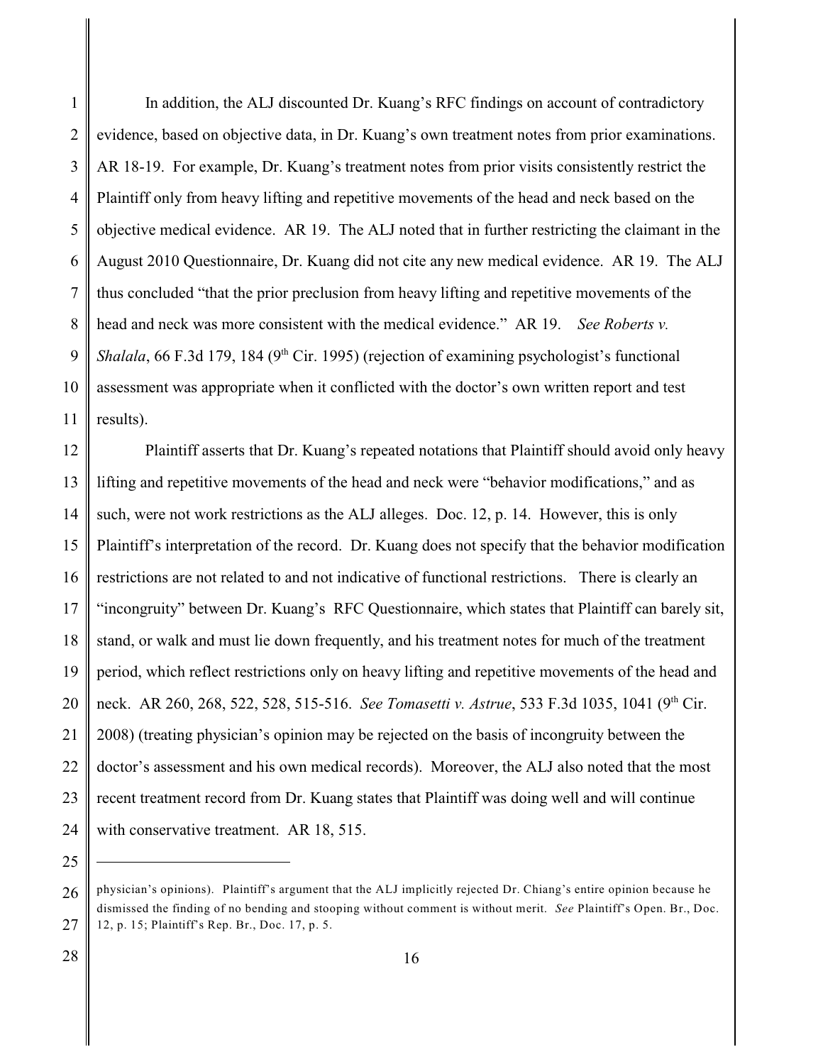In addition, the ALJ discounted Dr. Kuang's RFC findings on account of contradictory evidence, based on objective data, in Dr. Kuang's own treatment notes from prior examinations. AR 18-19. For example, Dr. Kuang's treatment notes from prior visits consistently restrict the Plaintiff only from heavy lifting and repetitive movements of the head and neck based on the objective medical evidence. AR 19. The ALJ noted that in further restricting the claimant in the August 2010 Questionnaire, Dr. Kuang did not cite any new medical evidence. AR 19. The ALJ thus concluded "that the prior preclusion from heavy lifting and repetitive movements of the head and neck was more consistent with the medical evidence." AR 19. *See Roberts v. Shalala*, 66 F.3d 179, 184 (9th Cir. 1995) (rejection of examining psychologist's functional assessment was appropriate when it conflicted with the doctor's own written report and test results).

Plaintiff asserts that Dr. Kuang's repeated notations that Plaintiff should avoid only heavy lifting and repetitive movements of the head and neck were "behavior modifications," and as such, were not work restrictions as the ALJ alleges. Doc. 12, p. 14. However, this is only Plaintiff's interpretation of the record. Dr. Kuang does not specify that the behavior modification restrictions are not related to and not indicative of functional restrictions. There is clearly an "incongruity" between Dr. Kuang's RFC Questionnaire, which states that Plaintiff can barely sit, stand, or walk and must lie down frequently, and his treatment notes for much of the treatment period, which reflect restrictions only on heavy lifting and repetitive movements of the head and neck. AR 260, 268, 522, 528, 515-516. *See Tomasetti v. Astrue*, 533 F.3d 1035, 1041 (9th Cir. 2008) (treating physician's opinion may be rejected on the basis of incongruity between the doctor's assessment and his own medical records). Moreover, the ALJ also noted that the most recent treatment record from Dr. Kuang states that Plaintiff was doing well and will continue with conservative treatment. AR 18, 515.

---

physician's opinions). Plaintiff's argument that the ALJ implicitly rejected Dr. Chiang's entire opinion because he dismissed the finding of no bending and stooping without comment is without merit. *See* Plaintiff's Open. Br., Doc. 12, p. 15; Plaintiff's Rep. Br., Doc. 17, p. 5.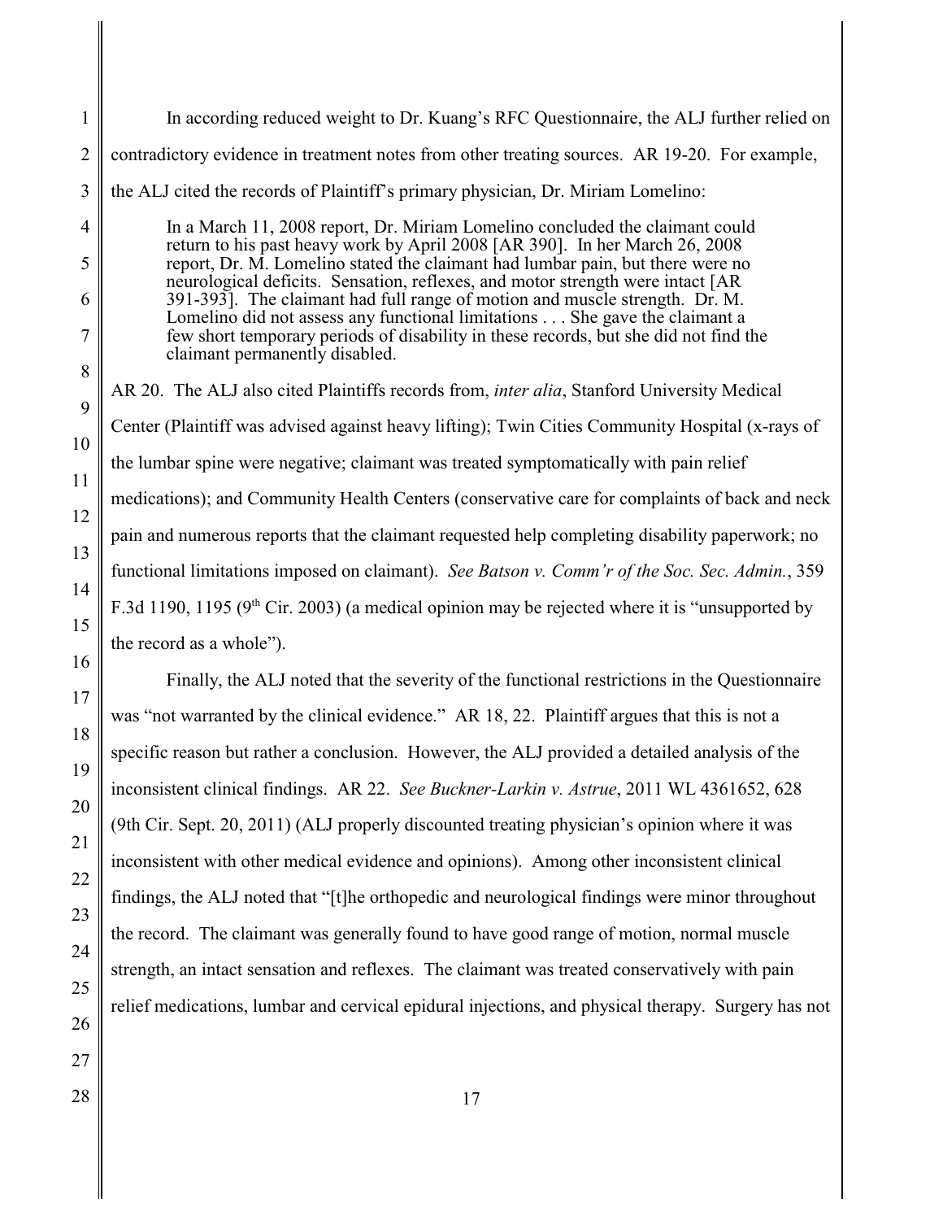In according reduced weight to Dr. Kuang's RFC Questionnaire, the ALJ further relied on contradictory evidence in treatment notes from other treating sources. AR 19-20. For example, the ALJ cited the records of Plaintiff's primary physician, Dr. Miriam Lomelino:

> In a March 11, 2008 report, Dr. Miriam Lomelino concluded the claimant could return to his past heavy work by April 2008 [AR 390]. In her March 26, 2008 report, Dr. M. Lomelino stated the claimant had lumbar pain, but there were no neurological deficits. Sensation, reflexes, and motor strength were intact [AR 391-393]. The claimant had full range of motion and muscle strength. Dr. M. Lomelino did not assess any functional limitations . . . She gave the claimant a few short temporary periods of disability in these records, but she did not find the claimant permanently disabled.

AR 20. The ALJ also cited Plaintiffs records from, *inter alia*, Stanford University Medical Center (Plaintiff was advised against heavy lifting); Twin Cities Community Hospital (x-rays of the lumbar spine were negative; claimant was treated symptomatically with pain relief medications); and Community Health Centers (conservative care for complaints of back and neck pain and numerous reports that the claimant requested help completing disability paperwork; no functional limitations imposed on claimant). *See Batson v. Comm'r of the Soc. Sec. Admin.*, 359 F.3d 1190, 1195 (9th Cir. 2003) (a medical opinion may be rejected where it is "unsupported by the record as a whole").

Finally, the ALJ noted that the severity of the functional restrictions in the Questionnaire was "not warranted by the clinical evidence." AR 18, 22. Plaintiff argues that this is not a specific reason but rather a conclusion. However, the ALJ provided a detailed analysis of the inconsistent clinical findings. AR 22. *See Buckner-Larkin v. Astrue*, 2011 WL 4361652, 628 (9th Cir. Sept. 20, 2011) (ALJ properly discounted treating physician's opinion where it was inconsistent with other medical evidence and opinions). Among other inconsistent clinical findings, the ALJ noted that "[t]he orthopedic and neurological findings were minor throughout the record. The claimant was generally found to have good range of motion, normal muscle strength, an intact sensation and reflexes. The claimant was treated conservatively with pain relief medications, lumbar and cervical epidural injections, and physical therapy. Surgery has not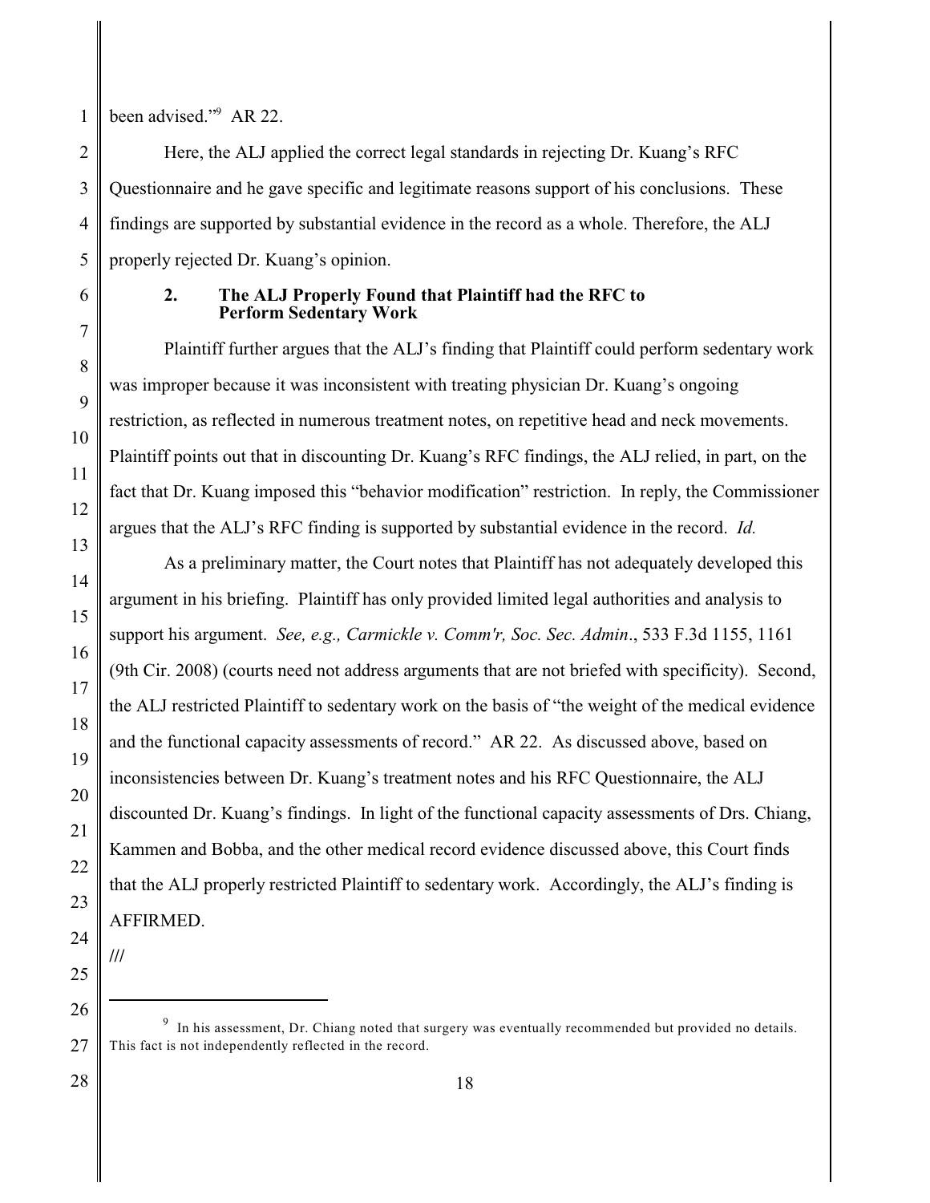been advised."[9] AR 22.

Here, the ALJ applied the correct legal standards in rejecting Dr. Kuang's RFC Questionnaire and he gave specific and legitimate reasons support of his conclusions. These findings are supported by substantial evidence in the record as a whole. Therefore, the ALJ properly rejected Dr. Kuang's opinion.

### 2. The ALJ Properly Found that Plaintiff had the RFC to Perform Sedentary Work

Plaintiff further argues that the ALJ's finding that Plaintiff could perform sedentary work was improper because it was inconsistent with treating physician Dr. Kuang's ongoing restriction, as reflected in numerous treatment notes, on repetitive head and neck movements. Plaintiff points out that in discounting Dr. Kuang's RFC findings, the ALJ relied, in part, on the fact that Dr. Kuang imposed this "behavior modification" restriction. In reply, the Commissioner argues that the ALJ's RFC finding is supported by substantial evidence in the record. *Id.*

As a preliminary matter, the Court notes that Plaintiff has not adequately developed this argument in his briefing. Plaintiff has only provided limited legal authorities and analysis to support his argument. *See, e.g., Carmickle v. Comm'r, Soc. Sec. Admin*., 533 F.3d 1155, 1161 (9th Cir. 2008) (courts need not address arguments that are not briefed with specificity). Second, the ALJ restricted Plaintiff to sedentary work on the basis of "the weight of the medical evidence and the functional capacity assessments of record." AR 22. As discussed above, based on inconsistencies between Dr. Kuang's treatment notes and his RFC Questionnaire, the ALJ discounted Dr. Kuang's findings. In light of the functional capacity assessments of Drs. Chiang, Kammen and Bobba, and the other medical record evidence discussed above, this Court finds that the ALJ properly restricted Plaintiff to sedentary work. Accordingly, the ALJ's finding is AFFIRMED.

///

---

[9] In his assessment, Dr. Chiang noted that surgery was eventually recommended but provided no details. This fact is not independently reflected in the record.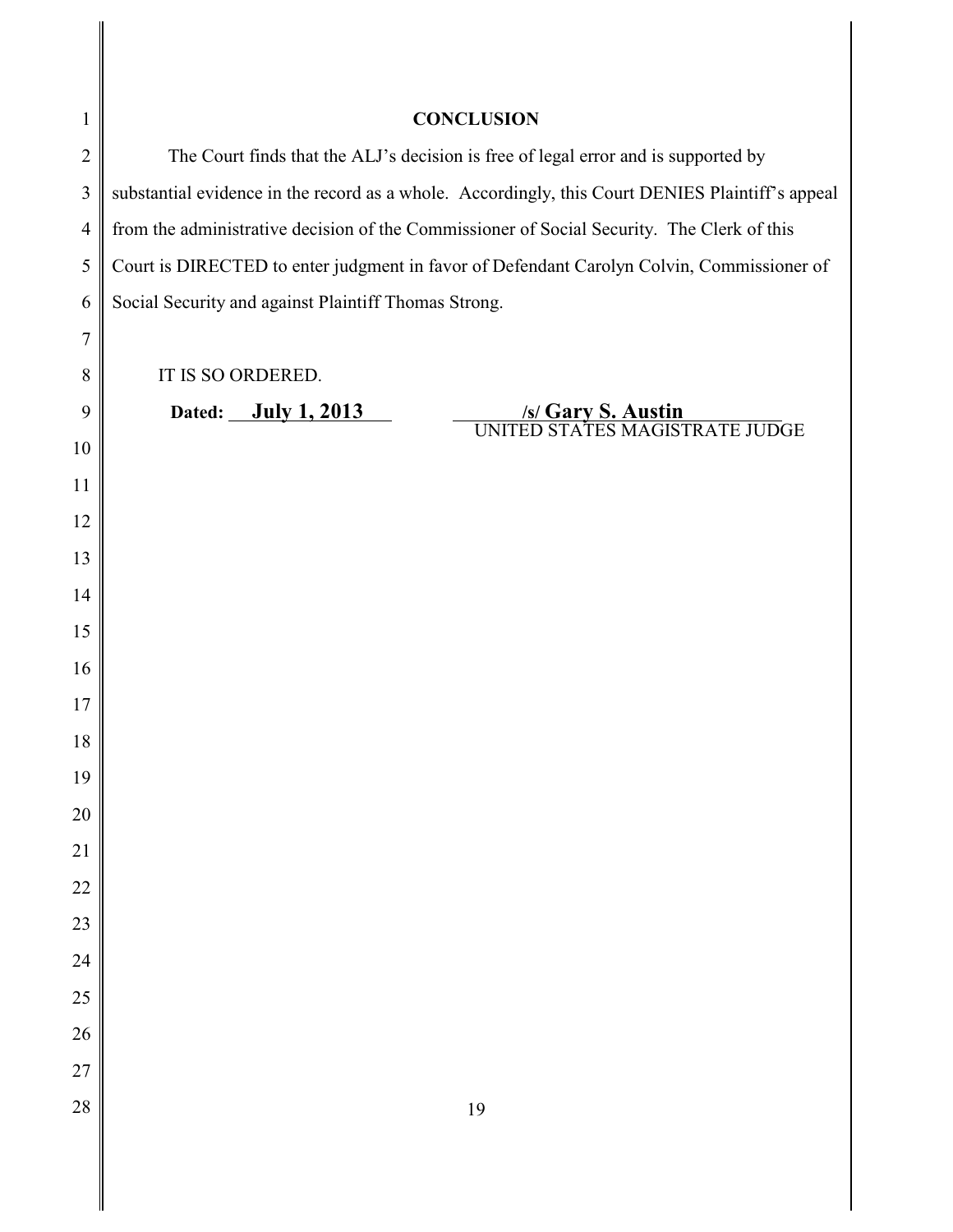## CONCLUSION

The Court finds that the ALJ's decision is free of legal error and is supported by substantial evidence in the record as a whole. Accordingly, this Court DENIES Plaintiff's appeal from the administrative decision of the Commissioner of Social Security. The Clerk of this Court is DIRECTED to enter judgment in favor of Defendant Carolyn Colvin, Commissioner of Social Security and against Plaintiff Thomas Strong.

IT IS SO ORDERED.

**Dated: July 1, 2013**

**/s/ Gary S. Austin**
UNITED STATES MAGISTRATE JUDGE